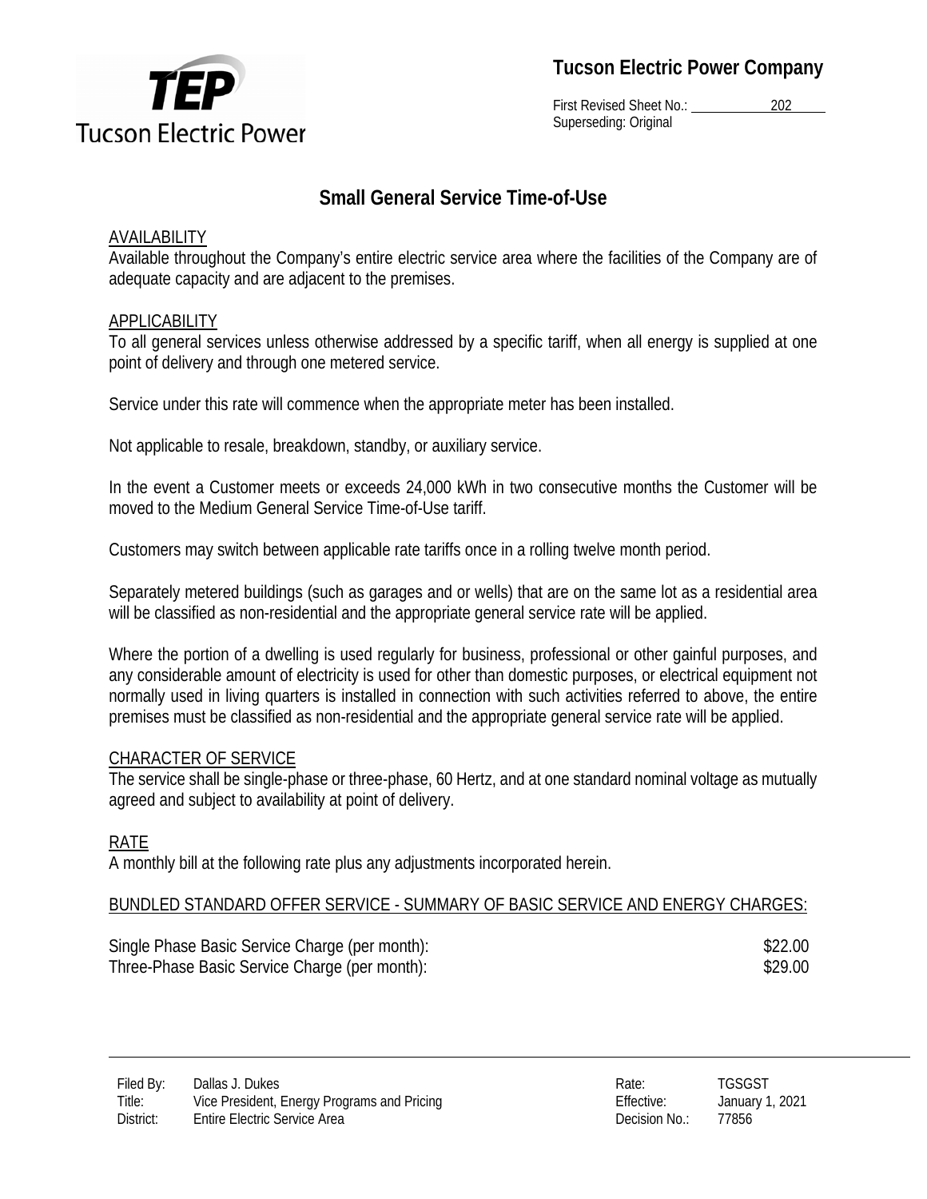**Tucson Electric Power Company**

First Revised Sheet No.: 202
Superseding: Original

# Small General Service Time-of-Use

## AVAILABILITY

Available throughout the Company's entire electric service area where the facilities of the Company are of adequate capacity and are adjacent to the premises.

## APPLICABILITY

To all general services unless otherwise addressed by a specific tariff, when all energy is supplied at one point of delivery and through one metered service.

Service under this rate will commence when the appropriate meter has been installed.

Not applicable to resale, breakdown, standby, or auxiliary service.

In the event a Customer meets or exceeds 24,000 kWh in two consecutive months the Customer will be moved to the Medium General Service Time-of-Use tariff.

Customers may switch between applicable rate tariffs once in a rolling twelve month period.

Separately metered buildings (such as garages and or wells) that are on the same lot as a residential area will be classified as non-residential and the appropriate general service rate will be applied.

Where the portion of a dwelling is used regularly for business, professional or other gainful purposes, and any considerable amount of electricity is used for other than domestic purposes, or electrical equipment not normally used in living quarters is installed in connection with such activities referred to above, the entire premises must be classified as non-residential and the appropriate general service rate will be applied.

## CHARACTER OF SERVICE

The service shall be single-phase or three-phase, 60 Hertz, and at one standard nominal voltage as mutually agreed and subject to availability at point of delivery.

## RATE

A monthly bill at the following rate plus any adjustments incorporated herein.

### BUNDLED STANDARD OFFER SERVICE - SUMMARY OF BASIC SERVICE AND ENERGY CHARGES:

| | |
|---|---|
| Single Phase Basic Service Charge (per month): | $22.00 |
| Three-Phase Basic Service Charge (per month): | $29.00 |

Filed By: Dallas J. Dukes
Title: Vice President, Energy Programs and Pricing
District: Entire Electric Service Area

Rate: TGSGST
Effective: January 1, 2021
Decision No.: 77856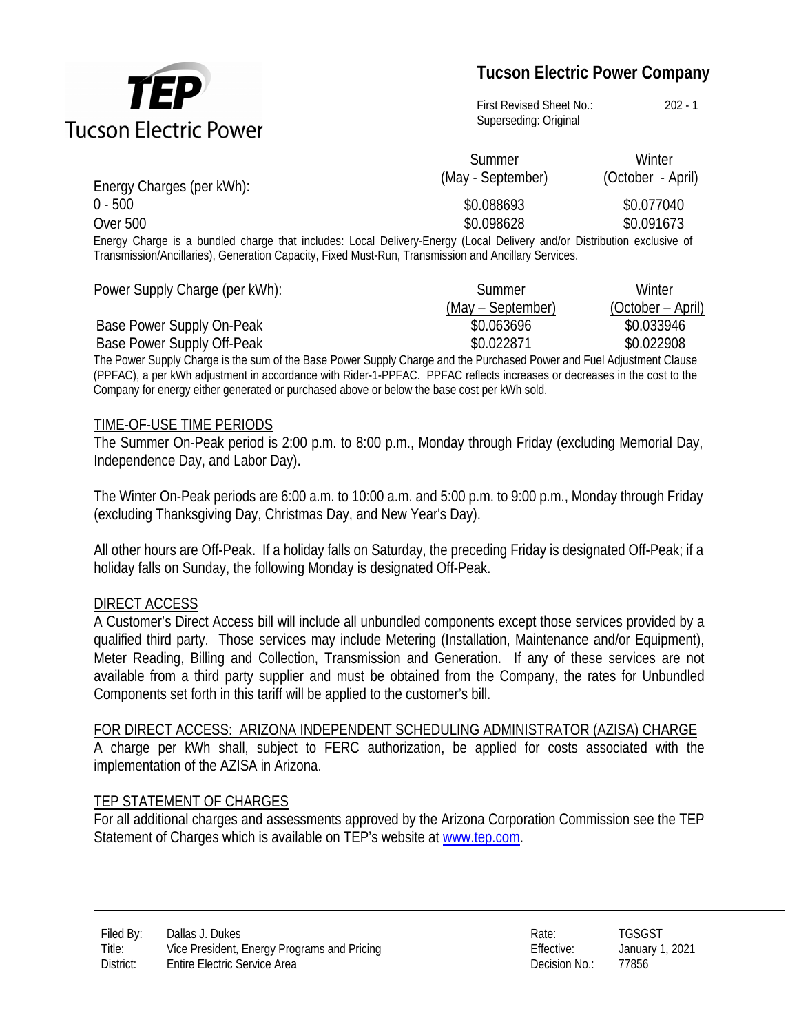| Energy Charges (per kWh): | Summer (May - September) | Winter (October - April) |
|---|---|---|
| 0 - 500 | $0.088693 | $0.077040 |
| Over 500 | $0.098628 | $0.091673 |

Energy Charge is a bundled charge that includes: Local Delivery-Energy (Local Delivery and/or Distribution exclusive of Transmission/Ancillaries), Generation Capacity, Fixed Must-Run, Transmission and Ancillary Services.

| Power Supply Charge (per kWh): | Summer (May – September) | Winter (October – April) |
|---|---|---|
| Base Power Supply On-Peak | $0.063696 | $0.033946 |
| Base Power Supply Off-Peak | $0.022871 | $0.022908 |

The Power Supply Charge is the sum of the Base Power Supply Charge and the Purchased Power and Fuel Adjustment Clause (PPFAC), a per kWh adjustment in accordance with Rider-1-PPFAC. PPFAC reflects increases or decreases in the cost to the Company for energy either generated or purchased above or below the base cost per kWh sold.

## TIME-OF-USE TIME PERIODS

The Summer On-Peak period is 2:00 p.m. to 8:00 p.m., Monday through Friday (excluding Memorial Day, Independence Day, and Labor Day).

The Winter On-Peak periods are 6:00 a.m. to 10:00 a.m. and 5:00 p.m. to 9:00 p.m., Monday through Friday (excluding Thanksgiving Day, Christmas Day, and New Year's Day).

All other hours are Off-Peak. If a holiday falls on Saturday, the preceding Friday is designated Off-Peak; if a holiday falls on Sunday, the following Monday is designated Off-Peak.

## DIRECT ACCESS

A Customer's Direct Access bill will include all unbundled components except those services provided by a qualified third party. Those services may include Metering (Installation, Maintenance and/or Equipment), Meter Reading, Billing and Collection, Transmission and Generation. If any of these services are not available from a third party supplier and must be obtained from the Company, the rates for Unbundled Components set forth in this tariff will be applied to the customer's bill.

## FOR DIRECT ACCESS: ARIZONA INDEPENDENT SCHEDULING ADMINISTRATOR (AZISA) CHARGE

A charge per kWh shall, subject to FERC authorization, be applied for costs associated with the implementation of the AZISA in Arizona.

## TEP STATEMENT OF CHARGES

For all additional charges and assessments approved by the Arizona Corporation Commission see the TEP Statement of Charges which is available on TEP's website at www.tep.com.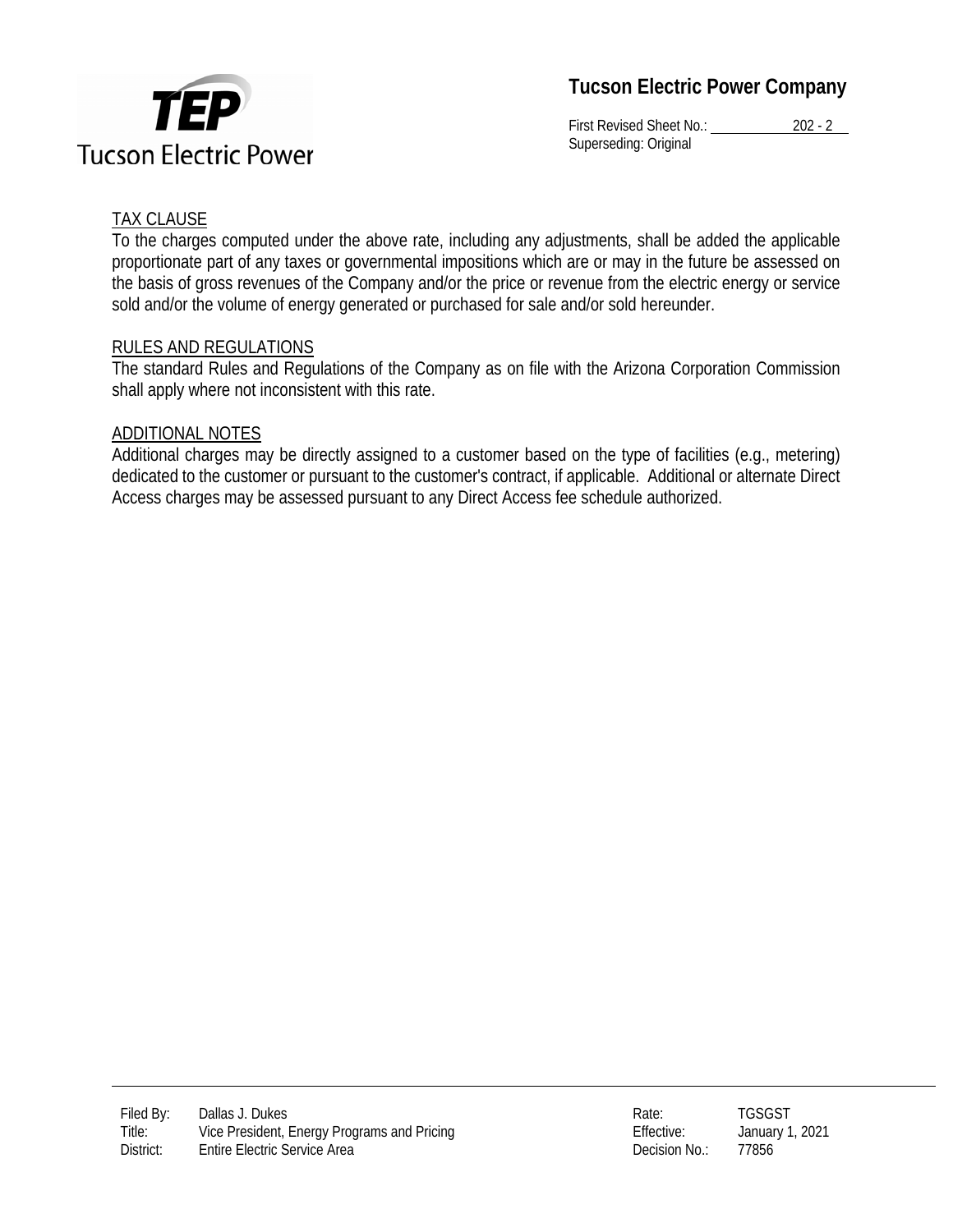## TAX CLAUSE

To the charges computed under the above rate, including any adjustments, shall be added the applicable proportionate part of any taxes or governmental impositions which are or may in the future be assessed on the basis of gross revenues of the Company and/or the price or revenue from the electric energy or service sold and/or the volume of energy generated or purchased for sale and/or sold hereunder.

## RULES AND REGULATIONS

The standard Rules and Regulations of the Company as on file with the Arizona Corporation Commission shall apply where not inconsistent with this rate.

## ADDITIONAL NOTES

Additional charges may be directly assigned to a customer based on the type of facilities (e.g., metering) dedicated to the customer or pursuant to the customer's contract, if applicable. Additional or alternate Direct Access charges may be assessed pursuant to any Direct Access fee schedule authorized.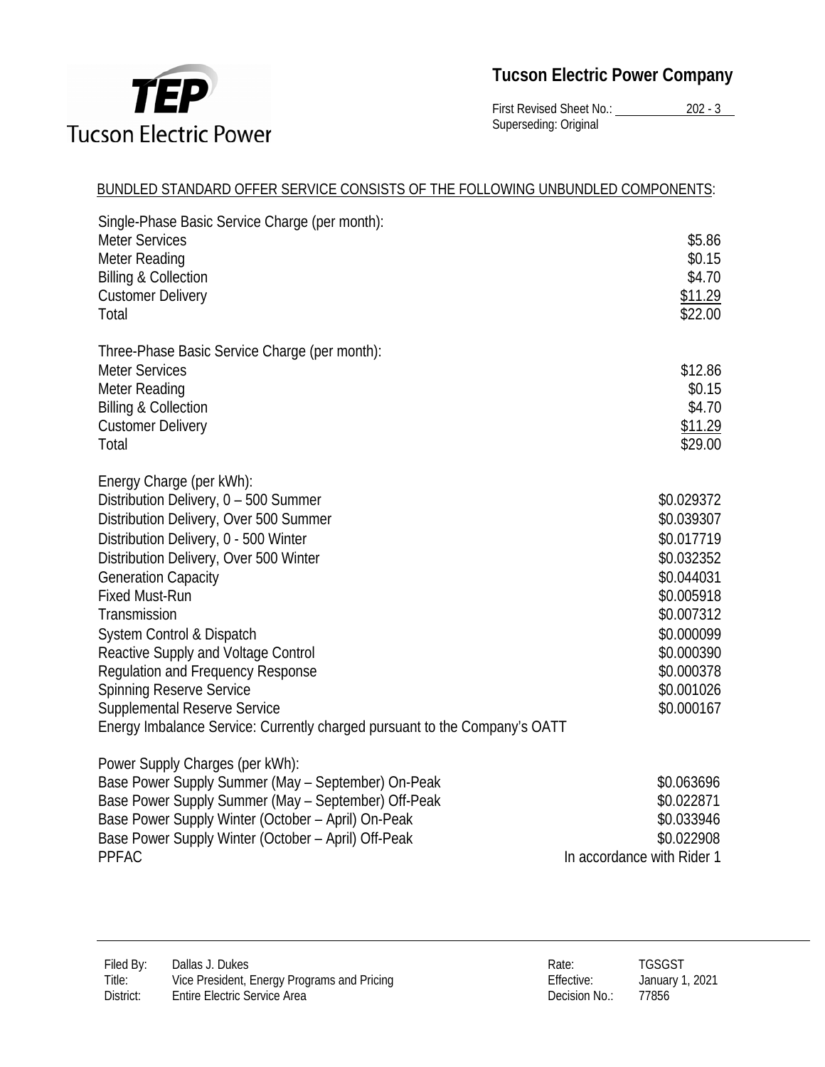**Tucson Electric Power Company**

First Revised Sheet No.: 202 - 3
Superseding: Original

BUNDLED STANDARD OFFER SERVICE CONSISTS OF THE FOLLOWING UNBUNDLED COMPONENTS:

| | |
|---|---|
| Single-Phase Basic Service Charge (per month): | |
| Meter Services | \$5.86 |
| Meter Reading | \$0.15 |
| Billing & Collection | \$4.70 |
| Customer Delivery | \$11.29 |
| Total | \$22.00 |

| | |
|---|---|
| Three-Phase Basic Service Charge (per month): | |
| Meter Services | \$12.86 |
| Meter Reading | \$0.15 |
| Billing & Collection | \$4.70 |
| Customer Delivery | \$11.29 |
| Total | \$29.00 |

| | |
|---|---|
| Energy Charge (per kWh): | |
| Distribution Delivery, 0 – 500 Summer | \$0.029372 |
| Distribution Delivery, Over 500 Summer | \$0.039307 |
| Distribution Delivery, 0 - 500 Winter | \$0.017719 |
| Distribution Delivery, Over 500 Winter | \$0.032352 |
| Generation Capacity | \$0.044031 |
| Fixed Must-Run | \$0.005918 |
| Transmission | \$0.007312 |
| System Control & Dispatch | \$0.000099 |
| Reactive Supply and Voltage Control | \$0.000390 |
| Regulation and Frequency Response | \$0.000378 |
| Spinning Reserve Service | \$0.001026 |
| Supplemental Reserve Service | \$0.000167 |
| Energy Imbalance Service: Currently charged pursuant to the Company's OATT | |

| | |
|---|---|
| Power Supply Charges (per kWh): | |
| Base Power Supply Summer (May – September) On-Peak | \$0.063696 |
| Base Power Supply Summer (May – September) Off-Peak | \$0.022871 |
| Base Power Supply Winter (October – April) On-Peak | \$0.033946 |
| Base Power Supply Winter (October – April) Off-Peak | \$0.022908 |
| PPFAC | In accordance with Rider 1 |

Filed By: Dallas J. Dukes
Title: Vice President, Energy Programs and Pricing
District: Entire Electric Service Area

Rate: TGSGST
Effective: January 1, 2021
Decision No.: 77856